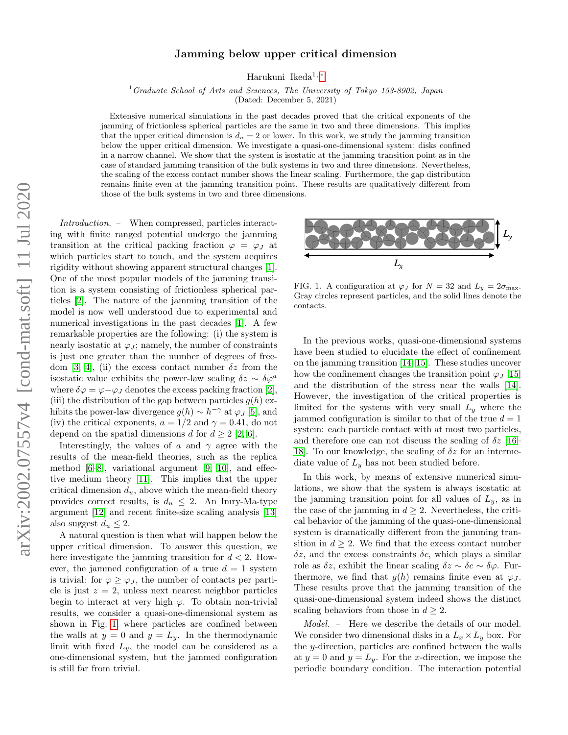# Jamming below upper critical dimension

Harukuni Ikeda[1,*]

[1] *Graduate School of Arts and Sciences, The University of Tokyo 153-8902, Japan*

(Dated: December 5, 2021)

Extensive numerical simulations in the past decades proved that the critical exponents of the jamming of frictionless spherical particles are the same in two and three dimensions. This implies that the upper critical dimension is $d_u = 2$ or lower. In this work, we study the jamming transition below the upper critical dimension. We investigate a quasi-one-dimensional system: disks confined in a narrow channel. We show that the system is isostatic at the jamming transition point as in the case of standard jamming transition of the bulk systems in two and three dimensions. Nevertheless, the scaling of the excess contact number shows the linear scaling. Furthermore, the gap distribution remains finite even at the jamming transition point. These results are qualitatively different from those of the bulk systems in two and three dimensions.

*Introduction.* – When compressed, particles interacting with finite ranged potential undergo the jamming transition at the critical packing fraction $\varphi = \varphi_J$ at which particles start to touch, and the system acquires rigidity without showing apparent structural changes [1]. One of the most popular models of the jamming transition is a system consisting of frictionless spherical particles [2]. The nature of the jamming transition of the model is now well understood due to experimental and numerical investigations in the past decades [1]. A few remarkable properties are the following: (i) the system is nearly isostatic at $\varphi_J$; namely, the number of constraints is just one greater than the number of degrees of freedom [3, 4], (ii) the excess contact number $\delta z$ from the isostatic value exhibits the power-law scaling $\delta z \sim \delta\varphi^a$ where $\delta\varphi = \varphi - \varphi_J$ denotes the excess packing fraction [2], (iii) the distribution of the gap between particles $g(h)$ exhibits the power-law divergence $g(h) \sim h^{-\gamma}$ at $\varphi_J$ [5], and (iv) the critical exponents, $a = 1/2$ and $\gamma = 0.41$, do not depend on the spatial dimensions $d$ for $d \geq 2$ [2, 6].

Interestingly, the values of $a$ and $\gamma$ agree with the results of the mean-field theories, such as the replica method [6–8], variational argument [9, 10], and effective medium theory [11]. This implies that the upper critical dimension $d_u$, above which the mean-field theory provides correct results, is $d_u \leq 2$. An Imry-Ma-type argument [12] and recent finite-size scaling analysis [13] also suggest $d_u \leq 2$.

A natural question is then what will happen below the upper critical dimension. To answer this question, we here investigate the jamming transition for $d < 2$. However, the jammed configuration of a true $d = 1$ system is trivial: for $\varphi \geq \varphi_J$, the number of contacts per particle is just $z = 2$, unless next nearest neighbor particles begin to interact at very high $\varphi$. To obtain non-trivial results, we consider a quasi-one-dimensional system as shown in Fig. 1 where particles are confined between the walls at $y = 0$ and $y = L_y$. In the thermodynamic limit with fixed $L_y$, the model can be considered as a one-dimensional system, but the jammed configuration is still far from trivial.

FIG. 1. A configuration at $\varphi_J$ for $N = 32$ and $L_y = 2\sigma_{\max}$. Gray circles represent particles, and the solid lines denote the contacts.

In the previous works, quasi-one-dimensional systems have been studied to elucidate the effect of confinement on the jamming transition [14, 15]. These studies uncover how the confinement changes the transition point $\varphi_J$ [15] and the distribution of the stress near the walls [14]. However, the investigation of the critical properties is limited for the systems with very small $L_y$ where the jammed configuration is similar to that of the true $d = 1$ system: each particle contact with at most two particles, and therefore one can not discuss the scaling of $\delta z$ [16–18]. To our knowledge, the scaling of $\delta z$ for an intermediate value of $L_y$ has not been studied before.

In this work, by means of extensive numerical simulations, we show that the system is always isostatic at the jamming transition point for all values of $L_y$, as in the case of the jamming in $d \geq 2$. Nevertheless, the critical behavior of the jamming of the quasi-one-dimensional system is dramatically different from the jamming transition in $d \geq 2$. We find that the excess contact number $\delta z$, and the excess constraints $\delta c$, which plays a similar role as $\delta z$, exhibit the linear scaling $\delta z \sim \delta c \sim \delta\varphi$. Furthermore, we find that $g(h)$ remains finite even at $\varphi_J$. These results prove that the jamming transition of the quasi-one-dimensional system indeed shows the distinct scaling behaviors from those in $d \geq 2$.

*Model.* – Here we describe the details of our model. We consider two dimensional disks in a $L_x \times L_y$ box. For the $y$-direction, particles are confined between the walls at $y = 0$ and $y = L_y$. For the $x$-direction, we impose the periodic boundary condition. The interaction potential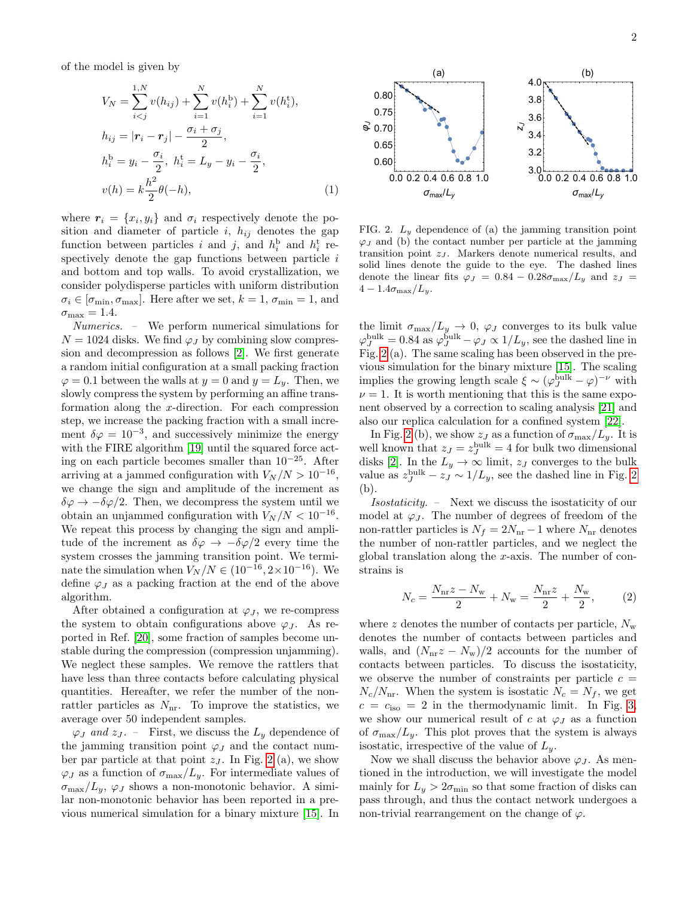of the model is given by

$$
\begin{aligned}
V_N &= \sum_{i<j}^{1,N} v(h_{ij}) + \sum_{i=1}^{N} v(h_i^{\rm b}) + \sum_{i=1}^{N} v(h_i^{\rm t}), \\
h_{ij} &= |\boldsymbol{r}_i - \boldsymbol{r}_j| - \frac{\sigma_i + \sigma_j}{2}, \\
h_i^{\rm b} &= y_i - \frac{\sigma_i}{2},\ h_i^{\rm t} = L_y - y_i - \frac{\sigma_i}{2}, \\
v(h) &= k\frac{h^2}{2}\theta(-h),
\end{aligned}
\tag{1}
$$

where $\boldsymbol{r}_i = \{x_i, y_i\}$ and $\sigma_i$ respectively denote the position and diameter of particle $i$, $h_{ij}$ denotes the gap function between particles $i$ and $j$, and $h_i^{\rm b}$ and $h_i^{\rm t}$ respectively denote the gap functions between particle $i$ and bottom and top walls. To avoid crystallization, we consider polydisperse particles with uniform distribution $\sigma_i \in [\sigma_{\min}, \sigma_{\max}]$. Here after we set, $k = 1$, $\sigma_{\min} = 1$, and $\sigma_{\max} = 1.4$.

*Numerics.* – We perform numerical simulations for $N = 1024$ disks. We find $\varphi_J$ by combining slow compression and decompression as follows [2]. We first generate a random initial configuration at a small packing fraction $\varphi = 0.1$ between the walls at $y = 0$ and $y = L_y$. Then, we slowly compress the system by performing an affine transformation along the $x$-direction. For each compression step, we increase the packing fraction with a small increment $\delta\varphi = 10^{-3}$, and successively minimize the energy with the FIRE algorithm [19] until the squared force acting on each particle becomes smaller than $10^{-25}$. After arriving at a jammed configuration with $V_N/N > 10^{-16}$, we change the sign and amplitude of the increment as $\delta\varphi \to -\delta\varphi/2$. Then, we decompress the system until we obtain an unjammed configuration with $V_N/N < 10^{-16}$. We repeat this process by changing the sign and amplitude of the increment as $\delta\varphi \to -\delta\varphi/2$ every time the system crosses the jamming transition point. We terminate the simulation when $V_N/N \in (10^{-16}, 2\times10^{-16})$. We define $\varphi_J$ as a packing fraction at the end of the above algorithm.

After obtained a configuration at $\varphi_J$, we re-compress the system to obtain configurations above $\varphi_J$. As reported in Ref. [20], some fraction of samples become unstable during the compression (compression unjamming). We neglect these samples. We remove the rattlers that have less than three contacts before calculating physical quantities. Hereafter, we refer the number of the non-rattler particles as $N_{\rm nr}$. To improve the statistics, we average over 50 independent samples.

*$\varphi_J$ and $z_J$.* – First, we discuss the $L_y$ dependence of the jamming transition point $\varphi_J$ and the contact number par particle at that point $z_J$. In Fig. 2 (a), we show $\varphi_J$ as a function of $\sigma_{\max}/L_y$. For intermediate values of $\sigma_{\max}/L_y$, $\varphi_J$ shows a non-monotonic behavior. A similar non-monotonic behavior has been reported in a previous numerical simulation for a binary mixture [15]. In the limit $\sigma_{\max}/L_y \to 0$, $\varphi_J$ converges to its bulk value $\varphi_J^{\rm bulk} = 0.84$ as $\varphi_J^{\rm bulk} - \varphi_J \propto 1/L_y$, see the dashed line in Fig. 2 (a). The same scaling has been observed in the previous simulation for the binary mixture [15]. The scaling implies the growing length scale $\xi \sim (\varphi_J^{\rm bulk} - \varphi)^{-\nu}$ with $\nu = 1$. It is worth mentioning that this is the same exponent observed by a correction to scaling analysis [21] and also our replica calculation for a confined system [22].

FIG. 2. $L_y$ dependence of (a) the jamming transition point $\varphi_J$ and (b) the contact number per particle at the jamming transition point $z_J$. Markers denote numerical results, and solid lines denote the guide to the eye. The dashed lines denote the linear fits $\varphi_J = 0.84 - 0.28\sigma_{\max}/L_y$ and $z_J = 4 - 1.4\sigma_{\max}/L_y$.

In Fig. 2 (b), we show $z_J$ as a function of $\sigma_{\max}/L_y$. It is well known that $z_J = z_J^{\rm bulk} = 4$ for bulk two dimensional disks [2]. In the $L_y \to \infty$ limit, $z_J$ converges to the bulk value as $z_J^{\rm bulk} - z_J \sim 1/L_y$, see the dashed line in Fig. 2 (b).

*Isostaticity.* – Next we discuss the isostaticity of our model at $\varphi_J$. The number of degrees of freedom of the non-rattler particles is $N_f = 2N_{\rm nr} - 1$ where $N_{\rm nr}$ denotes the number of non-rattler particles, and we neglect the global translation along the $x$-axis. The number of constrains is

$$
N_c = \frac{N_{\rm nr}z - N_{\rm w}}{2} + N_{\rm w} = \frac{N_{\rm nr}z}{2} + \frac{N_{\rm w}}{2}, \tag{2}
$$

where $z$ denotes the number of contacts per particle, $N_{\rm w}$ denotes the number of contacts between particles and walls, and $(N_{\rm nr}z - N_{\rm w})/2$ accounts for the number of contacts between particles. To discuss the isostaticity, we observe the number of constraints per particle $c = N_c/N_{\rm nr}$. When the system is isostatic $N_c = N_f$, we get $c = c_{\rm iso} = 2$ in the thermodynamic limit. In Fig. 3, we show our numerical result of $c$ at $\varphi_J$ as a function of $\sigma_{\max}/L_y$. This plot proves that the system is always isostatic, irrespective of the value of $L_y$.

Now we shall discuss the behavior above $\varphi_J$. As mentioned in the introduction, we will investigate the model mainly for $L_y > 2\sigma_{\min}$ so that some fraction of disks can pass through, and thus the contact network undergoes a non-trivial rearrangement on the change of $\varphi$.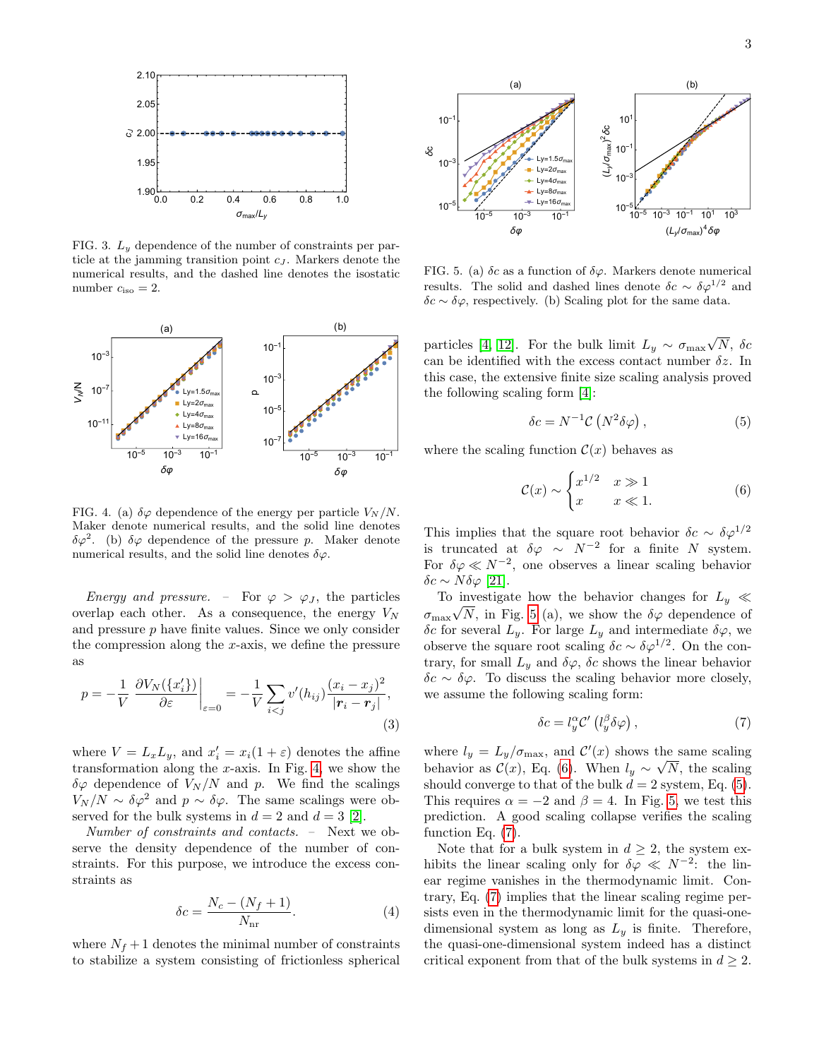FIG. 3. $L_y$ dependence of the number of constraints per particle at the jamming transition point $c_J$. Markers denote the numerical results, and the dashed line denotes the isostatic number $c_{\rm iso} = 2$.

FIG. 4. (a) $\delta\varphi$ dependence of the energy per particle $V_N/N$. Maker denote numerical results, and the solid line denotes $\delta\varphi^2$. (b) $\delta\varphi$ dependence of the pressure $p$. Maker denote numerical results, and the solid line denotes $\delta\varphi$.

*Energy and pressure.* – For $\varphi > \varphi_J$, the particles overlap each other. As a consequence, the energy $V_N$ and pressure $p$ have finite values. Since we only consider the compression along the $x$-axis, we define the pressure as

$$p = -\frac{1}{V}\left.\frac{\partial V_N(\{x_i'\})}{\partial \varepsilon}\right|_{\varepsilon=0} = -\frac{1}{V}\sum_{i<j} v'(h_{ij})\frac{(x_i-x_j)^2}{|\boldsymbol{r}_i-\boldsymbol{r}_j|}, \tag{3}$$

where $V = L_x L_y$, and $x_i' = x_i(1+\varepsilon)$ denotes the affine transformation along the $x$-axis. In Fig. 4, we show the $\delta\varphi$ dependence of $V_N/N$ and $p$. We find the scalings $V_N/N \sim \delta\varphi^2$ and $p \sim \delta\varphi$. The same scalings were observed for the bulk systems in $d = 2$ and $d = 3$ [2].

*Number of constraints and contacts.* – Next we observe the density dependence of the number of constraints. For this purpose, we introduce the excess constraints as

$$\delta c = \frac{N_c - (N_f+1)}{N_{\rm nr}}. \tag{4}$$

where $N_f + 1$ denotes the minimal number of constraints to stabilize a system consisting of frictionless spherical particles [4, 12]. For the bulk limit $L_y \sim \sigma_{\rm max}\sqrt{N}$, $\delta c$ can be identified with the excess contact number $\delta z$. In this case, the extensive finite size scaling analysis proved the following scaling form [4]:

$$\delta c = N^{-1}\mathcal{C}\left(N^2\delta\varphi\right), \tag{5}$$

where the scaling function $\mathcal{C}(x)$ behaves as

$$\mathcal{C}(x) \sim \begin{cases} x^{1/2} & x \gg 1 \\ x & x \ll 1. \end{cases} \tag{6}$$

This implies that the square root behavior $\delta c \sim \delta\varphi^{1/2}$ is truncated at $\delta\varphi \sim N^{-2}$ for a finite $N$ system. For $\delta\varphi \ll N^{-2}$, one observes a linear scaling behavior $\delta c \sim N\delta\varphi$ [21].

FIG. 5. (a) $\delta c$ as a function of $\delta\varphi$. Markers denote numerical results. The solid and dashed lines denote $\delta c \sim \delta\varphi^{1/2}$ and $\delta c \sim \delta\varphi$, respectively. (b) Scaling plot for the same data.

To investigate how the behavior changes for $L_y \ll \sigma_{\rm max}\sqrt{N}$, in Fig. 5 (a), we show the $\delta\varphi$ dependence of $\delta c$ for several $L_y$. For large $L_y$ and intermediate $\delta\varphi$, we observe the square root scaling $\delta c \sim \delta\varphi^{1/2}$. On the contrary, for small $L_y$ and $\delta\varphi$, $\delta c$ shows the linear behavior $\delta c \sim \delta\varphi$. To discuss the scaling behavior more closely, we assume the following scaling form:

$$\delta c = l_y^{\alpha}\mathcal{C}'\left(l_y^{\beta}\delta\varphi\right), \tag{7}$$

where $l_y = L_y/\sigma_{\rm max}$, and $\mathcal{C}'(x)$ shows the same scaling behavior as $\mathcal{C}(x)$, Eq. (6). When $l_y \sim \sqrt{N}$, the scaling should converge to that of the bulk $d = 2$ system, Eq. (5). This requires $\alpha = -2$ and $\beta = 4$. In Fig. 5, we test this prediction. A good scaling collapse verifies the scaling function Eq. (7).

Note that for a bulk system in $d \geq 2$, the system exhibits the linear scaling only for $\delta\varphi \ll N^{-2}$: the linear regime vanishes in the thermodynamic limit. Contrary, Eq. (7) implies that the linear scaling regime persists even in the thermodynamic limit for the quasi-one-dimensional system as long as $L_y$ is finite. Therefore, the quasi-one-dimensional system indeed has a distinct critical exponent from that of the bulk systems in $d \geq 2$.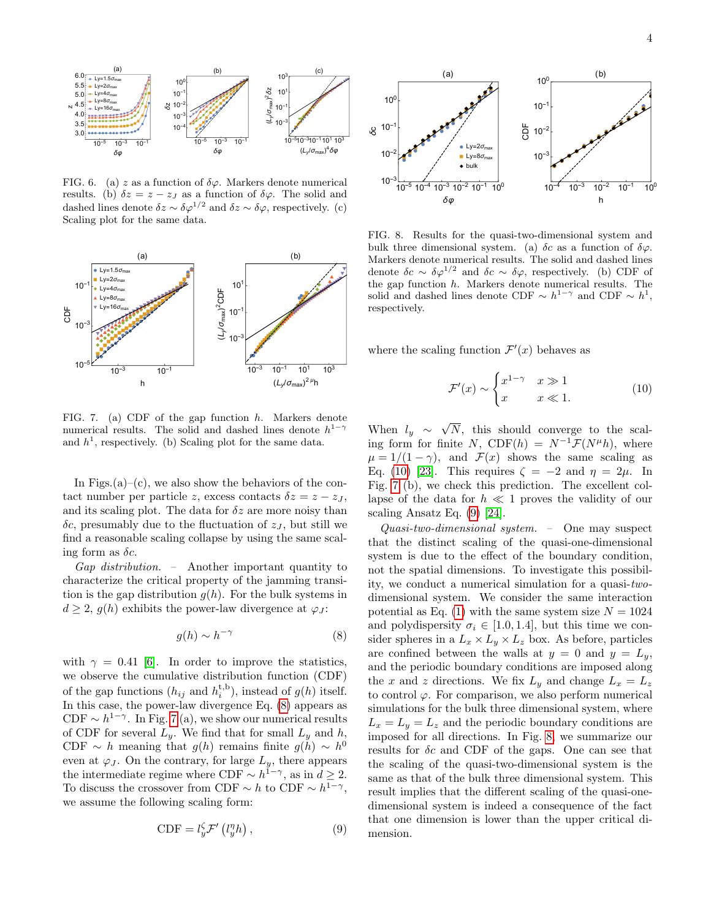FIG. 6. (a) $z$ as a function of $\delta\varphi$. Markers denote numerical results. (b) $\delta z = z - z_J$ as a function of $\delta\varphi$. The solid and dashed lines denote $\delta z \sim \delta\varphi^{1/2}$ and $\delta z \sim \delta\varphi$, respectively. (c) Scaling plot for the same data.

FIG. 7. (a) CDF of the gap function $h$. Markers denote numerical results. The solid and dashed lines denote $h^{1-\gamma}$ and $h^1$, respectively. (b) Scaling plot for the same data.

In Figs.(a)–(c), we also show the behaviors of the contact number per particle $z$, excess contacts $\delta z = z - z_J$, and its scaling plot. The data for $\delta z$ are more noisy than $\delta c$, presumably due to the fluctuation of $z_J$, but still we find a reasonable scaling collapse by using the same scaling form as $\delta c$.

*Gap distribution.* – Another important quantity to characterize the critical property of the jamming transition is the gap distribution $g(h)$. For the bulk systems in $d \geq 2$, $g(h)$ exhibits the power-law divergence at $\varphi_J$:

$$g(h) \sim h^{-\gamma} \tag{8}$$

with $\gamma = 0.41$ [6]. In order to improve the statistics, we observe the cumulative distribution function (CDF) of the gap functions ($h_{ij}$ and $h_i^{\mathrm{t,b}}$), instead of $g(h)$ itself. In this case, the power-law divergence Eq. (8) appears as CDF $\sim h^{1-\gamma}$. In Fig. 7 (a), we show our numerical results of CDF for several $L_y$. We find that for small $L_y$ and $h$, CDF $\sim h$ meaning that $g(h)$ remains finite $g(h) \sim h^0$ even at $\varphi_J$. On the contrary, for large $L_y$, there appears the intermediate regime where CDF $\sim h^{1-\gamma}$, as in $d \geq 2$. To discuss the crossover from CDF $\sim h$ to CDF $\sim h^{1-\gamma}$, we assume the following scaling form:

$$\mathrm{CDF} = l_y^{\zeta} \mathcal{F}'\left(l_y^{\eta} h\right), \tag{9}$$

FIG. 8. Results for the quasi-two-dimensional system and bulk three dimensional system. (a) $\delta c$ as a function of $\delta\varphi$. Markers denote numerical results. The solid and dashed lines denote $\delta c \sim \delta\varphi^{1/2}$ and $\delta c \sim \delta\varphi$, respectively. (b) CDF of the gap function $h$. Markers denote numerical results. The solid and dashed lines denote CDF $\sim h^{1-\gamma}$ and CDF $\sim h^1$, respectively.

where the scaling function $\mathcal{F}'(x)$ behaves as

$$\mathcal{F}'(x) \sim \begin{cases} x^{1-\gamma} & x \gg 1 \\ x & x \ll 1. \end{cases} \tag{10}$$

When $l_y \sim \sqrt{N}$, this should converge to the scaling form for finite $N$, $\mathrm{CDF}(h) = N^{-1}\mathcal{F}(N^{\mu}h)$, where $\mu = 1/(1-\gamma)$, and $\mathcal{F}(x)$ shows the same scaling as Eq. (10) [23]. This requires $\zeta = -2$ and $\eta = 2\mu$. In Fig. 7 (b), we check this prediction. The excellent collapse of the data for $h \ll 1$ proves the validity of our scaling Ansatz Eq. (9) [24].

*Quasi-two-dimensional system.* – One may suspect that the distinct scaling of the quasi-one-dimensional system is due to the effect of the boundary condition, not the spatial dimensions. To investigate this possibility, we conduct a numerical simulation for a quasi-*two*-dimensional system. We consider the same interaction potential as Eq. (1) with the same system size $N = 1024$ and polydispersity $\sigma_i \in [1.0, 1.4]$, but this time we consider spheres in a $L_x \times L_y \times L_z$ box. As before, particles are confined between the walls at $y = 0$ and $y = L_y$, and the periodic boundary conditions are imposed along the $x$ and $z$ directions. We fix $L_y$ and change $L_x = L_z$ to control $\varphi$. For comparison, we also perform numerical simulations for the bulk three dimensional system, where $L_x = L_y = L_z$ and the periodic boundary conditions are imposed for all directions. In Fig. 8, we summarize our results for $\delta c$ and CDF of the gaps. One can see that the scaling of the quasi-two-dimensional system is the same as that of the bulk three dimensional system. This result implies that the different scaling of the quasi-one-dimensional system is indeed a consequence of the fact that one dimension is lower than the upper critical dimension.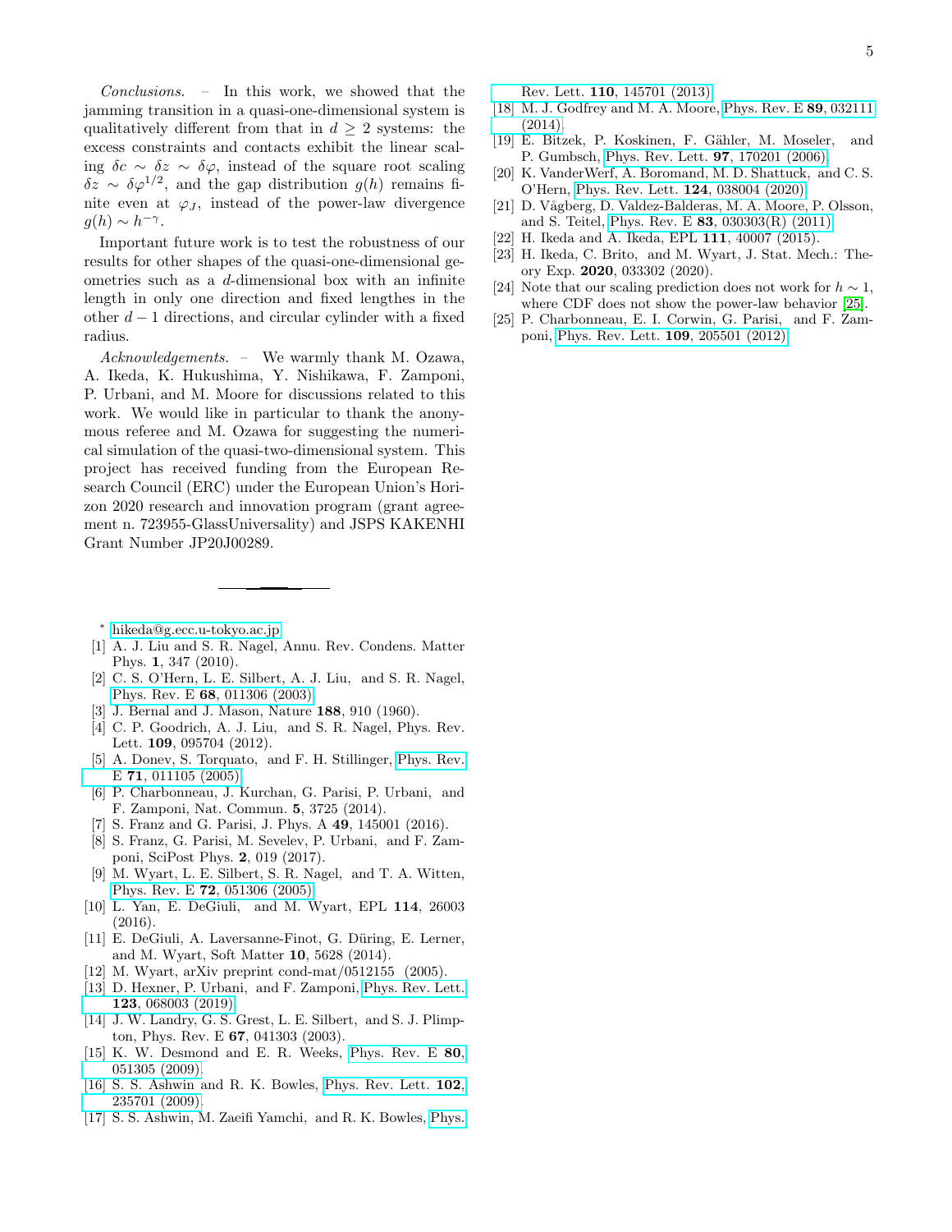*Conclusions.* – In this work, we showed that the jamming transition in a quasi-one-dimensional system is qualitatively different from that in $d \geq 2$ systems: the excess constraints and contacts exhibit the linear scaling $\delta c \sim \delta z \sim \delta\varphi$, instead of the square root scaling $\delta z \sim \delta\varphi^{1/2}$, and the gap distribution $g(h)$ remains finite even at $\varphi_J$, instead of the power-law divergence $g(h) \sim h^{-\gamma}$.

Important future work is to test the robustness of our results for other shapes of the quasi-one-dimensional geometries such as a $d$-dimensional box with an infinite length in only one direction and fixed lengthes in the other $d-1$ directions, and circular cylinder with a fixed radius.

*Acknowledgements.* – We warmly thank M. Ozawa, A. Ikeda, K. Hukushima, Y. Nishikawa, F. Zamponi, P. Urbani, and M. Moore for discussions related to this work. We would like in particular to thank the anonymous referee and M. Ozawa for suggesting the numerical simulation of the quasi-two-dimensional system. This project has received funding from the European Research Council (ERC) under the European Union's Horizon 2020 research and innovation program (grant agreement n. 723955-GlassUniversality) and JSPS KAKENHI Grant Number JP20J00289.

---

[*] hikeda@g.ecc.u-tokyo.ac.jp

[1] A. J. Liu and S. R. Nagel, Annu. Rev. Condens. Matter Phys. **1**, 347 (2010).

[2] C. S. O'Hern, L. E. Silbert, A. J. Liu, and S. R. Nagel, Phys. Rev. E **68**, 011306 (2003).

[3] J. Bernal and J. Mason, Nature **188**, 910 (1960).

[4] C. P. Goodrich, A. J. Liu, and S. R. Nagel, Phys. Rev. Lett. **109**, 095704 (2012).

[5] A. Donev, S. Torquato, and F. H. Stillinger, Phys. Rev. E **71**, 011105 (2005).

[6] P. Charbonneau, J. Kurchan, G. Parisi, P. Urbani, and F. Zamponi, Nat. Commun. **5**, 3725 (2014).

[7] S. Franz and G. Parisi, J. Phys. A **49**, 145001 (2016).

[8] S. Franz, G. Parisi, M. Sevelev, P. Urbani, and F. Zamponi, SciPost Phys. **2**, 019 (2017).

[9] M. Wyart, L. E. Silbert, S. R. Nagel, and T. A. Witten, Phys. Rev. E **72**, 051306 (2005).

[10] L. Yan, E. DeGiuli, and M. Wyart, EPL **114**, 26003 (2016).

[11] E. DeGiuli, A. Laversanne-Finot, G. Düring, E. Lerner, and M. Wyart, Soft Matter **10**, 5628 (2014).

[12] M. Wyart, arXiv preprint cond-mat/0512155 (2005).

[13] D. Hexner, P. Urbani, and F. Zamponi, Phys. Rev. Lett. **123**, 068003 (2019).

[14] J. W. Landry, G. S. Grest, L. E. Silbert, and S. J. Plimpton, Phys. Rev. E **67**, 041303 (2003).

[15] K. W. Desmond and E. R. Weeks, Phys. Rev. E **80**, 051305 (2009).

[16] S. S. Ashwin and R. K. Bowles, Phys. Rev. Lett. **102**, 235701 (2009).

[17] S. S. Ashwin, M. Zaeifi Yamchi, and R. K. Bowles, Phys. Rev. Lett. **110**, 145701 (2013).

[18] M. J. Godfrey and M. A. Moore, Phys. Rev. E **89**, 032111 (2014).

[19] E. Bitzek, P. Koskinen, F. Gähler, M. Moseler, and P. Gumbsch, Phys. Rev. Lett. **97**, 170201 (2006).

[20] K. VanderWerf, A. Boromand, M. D. Shattuck, and C. S. O'Hern, Phys. Rev. Lett. **124**, 038004 (2020).

[21] D. Vågberg, D. Valdez-Balderas, M. A. Moore, P. Olsson, and S. Teitel, Phys. Rev. E **83**, 030303(R) (2011).

[22] H. Ikeda and A. Ikeda, EPL **111**, 40007 (2015).

[23] H. Ikeda, C. Brito, and M. Wyart, J. Stat. Mech.: Theory Exp. **2020**, 033302 (2020).

[24] Note that our scaling prediction does not work for $h \sim 1$, where CDF does not show the power-law behavior [25].

[25] P. Charbonneau, E. I. Corwin, G. Parisi, and F. Zamponi, Phys. Rev. Lett. **109**, 205501 (2012).